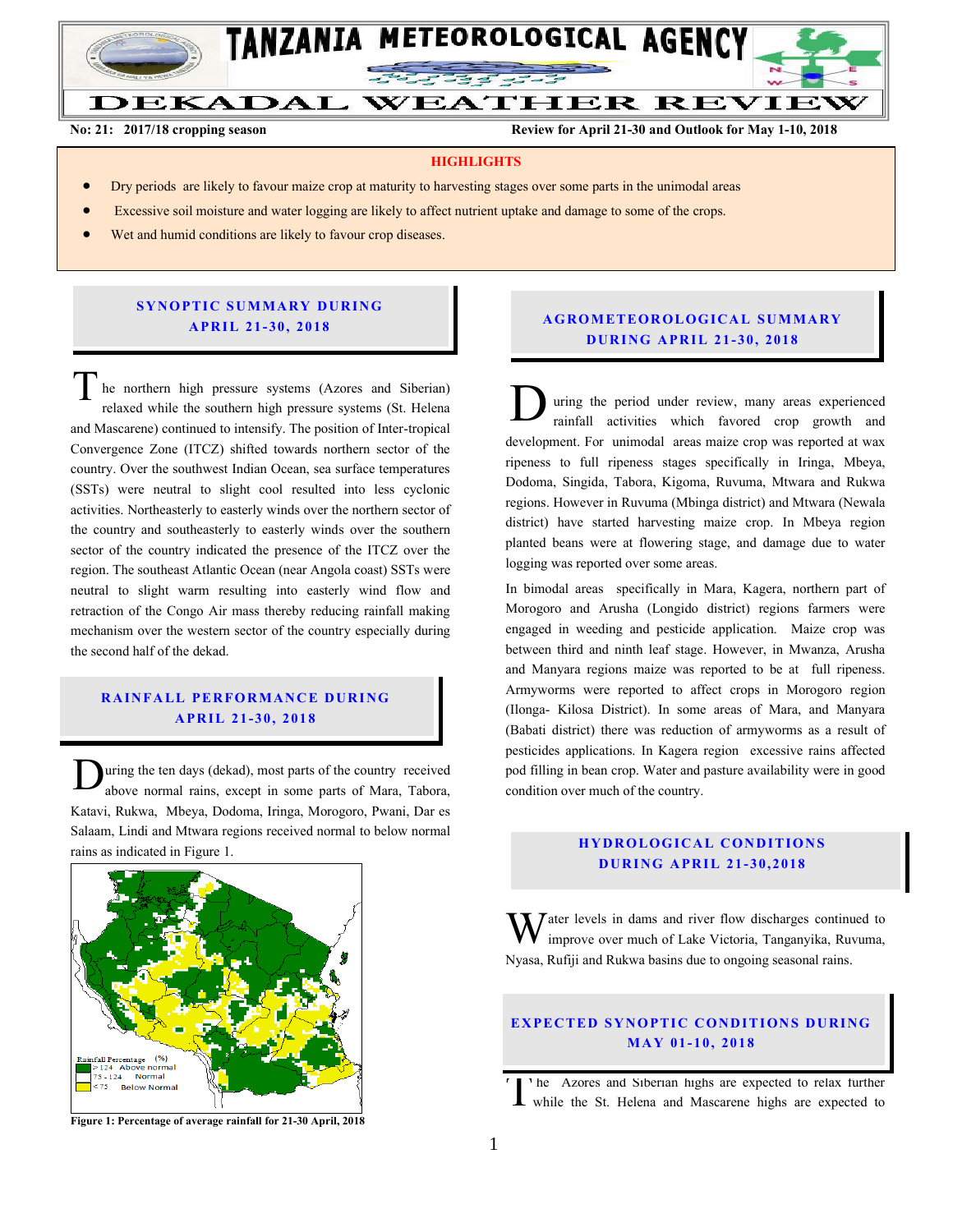# TANZANIA METEOROLOGICAL AGENCY

# DEKADAL WEATHER REVIEW

**No: 21: 2017/18 cropping season** **Review for April 21-30 and Outlook for May 1-10, 2018**

**HIGHLIGHTS**

- Dry periods are likely to favour maize crop at maturity to harvesting stages over some parts in the unimodal areas
- Excessive soil moisture and water logging are likely to affect nutrient uptake and damage to some of the crops.
- Wet and humid conditions are likely to favour crop diseases.

## SYNOPTIC SUMMARY DURING APRIL 21-30, 2018

The northern high pressure systems (Azores and Siberian) relaxed while the southern high pressure systems (St. Helena and Mascarene) continued to intensify. The position of Inter-tropical Convergence Zone (ITCZ) shifted towards northern sector of the country. Over the southwest Indian Ocean, sea surface temperatures (SSTs) were neutral to slight cool resulted into less cyclonic activities. Northeasterly to easterly winds over the northern sector of the country and southeasterly to easterly winds over the southern sector of the country indicated the presence of the ITCZ over the region. The southeast Atlantic Ocean (near Angola coast) SSTs were neutral to slight warm resulting into easterly wind flow and retraction of the Congo Air mass thereby reducing rainfall making mechanism over the western sector of the country especially during the second half of the dekad.

## RAINFALL PERFORMANCE DURING APRIL 21-30, 2018

During the ten days (dekad), most parts of the country received above normal rains, except in some parts of Mara, Tabora, Katavi, Rukwa, Mbeya, Dodoma, Iringa, Morogoro, Pwani, Dar es Salaam, Lindi and Mtwara regions received normal to below normal rains as indicated in Figure 1.

Rainfall Percentage (%)
- > 124 Above normal
- 75 - 124 Normal
- < 75 Below Normal

**Figure 1: Percentage of average rainfall for 21-30 April, 2018**

## AGROMETEOROLOGICAL SUMMARY DURING APRIL 21-30, 2018

During the period under review, many areas experienced rainfall activities which favored crop growth and development. For unimodal areas maize crop was reported at wax ripeness to full ripeness stages specifically in Iringa, Mbeya, Dodoma, Singida, Tabora, Kigoma, Ruvuma, Mtwara and Rukwa regions. However in Ruvuma (Mbinga district) and Mtwara (Newala district) have started harvesting maize crop. In Mbeya region planted beans were at flowering stage, and damage due to water logging was reported over some areas.

In bimodal areas specifically in Mara, Kagera, northern part of Morogoro and Arusha (Longido district) regions farmers were engaged in weeding and pesticide application. Maize crop was between third and ninth leaf stage. However, in Mwanza, Arusha and Manyara regions maize was reported to be at full ripeness. Armyworms were reported to affect crops in Morogoro region (Ilonga- Kilosa District). In some areas of Mara, and Manyara (Babati district) there was reduction of armyworms as a result of pesticides applications. In Kagera region excessive rains affected pod filling in bean crop. Water and pasture availability were in good condition over much of the country.

## HYDROLOGICAL CONDITIONS DURING APRIL 21-30,2018

Water levels in dams and river flow discharges continued to improve over much of Lake Victoria, Tanganyika, Ruvuma, Nyasa, Rufiji and Rukwa basins due to ongoing seasonal rains.

## EXPECTED SYNOPTIC CONDITIONS DURING MAY 01-10, 2018

The Azores and Siberian highs are expected to relax further while the St. Helena and Mascarene highs are expected to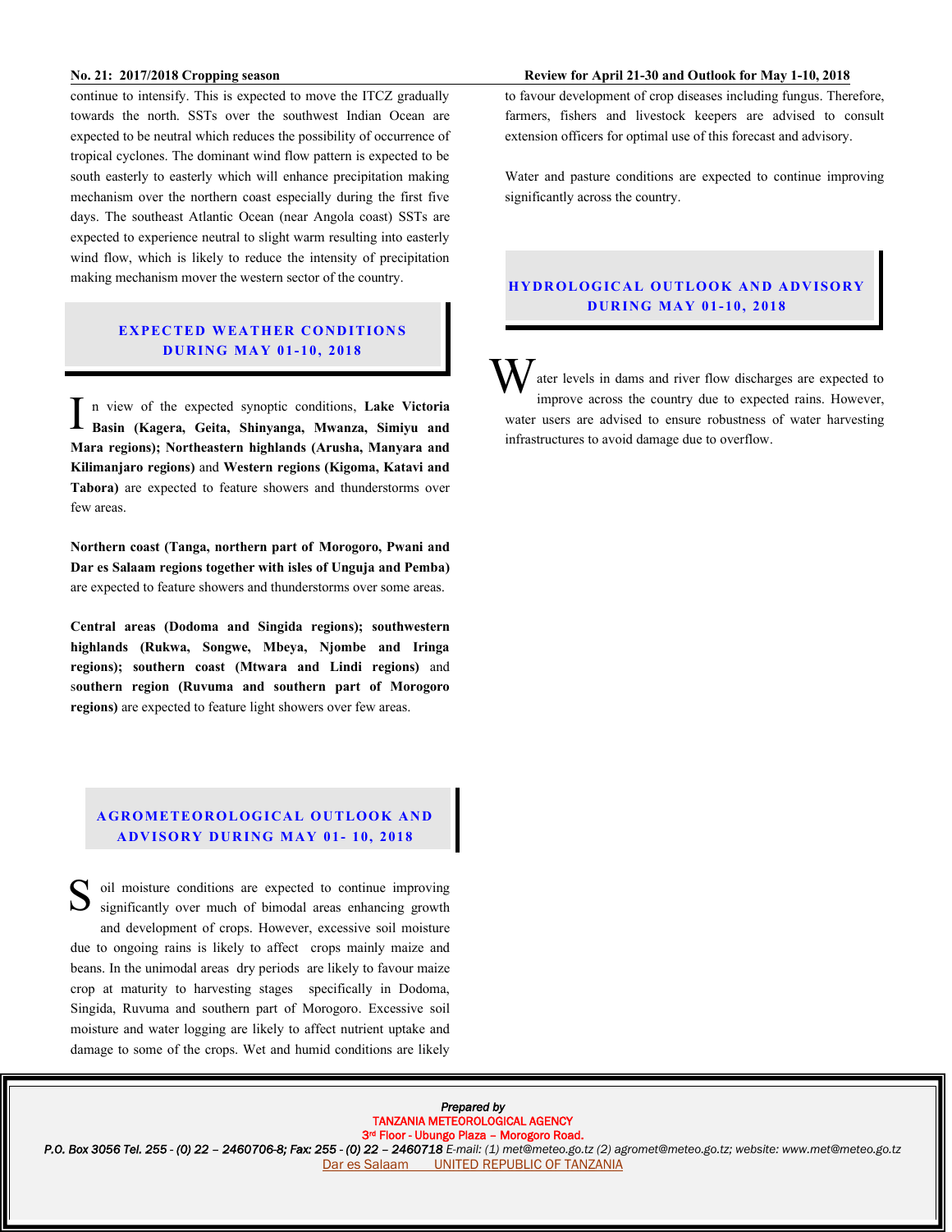continue to intensify. This is expected to move the ITCZ gradually towards the north. SSTs over the southwest Indian Ocean are expected to be neutral which reduces the possibility of occurrence of tropical cyclones. The dominant wind flow pattern is expected to be south easterly to easterly which will enhance precipitation making mechanism over the northern coast especially during the first five days. The southeast Atlantic Ocean (near Angola coast) SSTs are expected to experience neutral to slight warm resulting into easterly wind flow, which is likely to reduce the intensity of precipitation making mechanism mover the western sector of the country.

## EXPECTED WEATHER CONDITIONS DURING MAY 01-10, 2018

In view of the expected synoptic conditions, **Lake Victoria Basin (Kagera, Geita, Shinyanga, Mwanza, Simiyu and Mara regions); Northeastern highlands (Arusha, Manyara and Kilimanjaro regions)** and **Western regions (Kigoma, Katavi and Tabora)** are expected to feature showers and thunderstorms over few areas.

**Northern coast (Tanga, northern part of Morogoro, Pwani and Dar es Salaam regions together with isles of Unguja and Pemba)** are expected to feature showers and thunderstorms over some areas.

**Central areas (Dodoma and Singida regions); southwestern highlands (Rukwa, Songwe, Mbeya, Njombe and Iringa regions); southern coast (Mtwara and Lindi regions)** and **southern region (Ruvuma and southern part of Morogoro regions)** are expected to feature light showers over few areas.

## AGROMETEOROLOGICAL OUTLOOK AND ADVISORY DURING MAY 01- 10, 2018

Soil moisture conditions are expected to continue improving significantly over much of bimodal areas enhancing growth and development of crops. However, excessive soil moisture due to ongoing rains is likely to affect crops mainly maize and beans. In the unimodal areas dry periods are likely to favour maize crop at maturity to harvesting stages specifically in Dodoma, Singida, Ruvuma and southern part of Morogoro. Excessive soil moisture and water logging are likely to affect nutrient uptake and damage to some of the crops. Wet and humid conditions are likely to favour development of crop diseases including fungus. Therefore, farmers, fishers and livestock keepers are advised to consult extension officers for optimal use of this forecast and advisory.

Water and pasture conditions are expected to continue improving significantly across the country.

## HYDROLOGICAL OUTLOOK AND ADVISORY DURING MAY 01-10, 2018

Water levels in dams and river flow discharges are expected to improve across the country due to expected rains. However, water users are advised to ensure robustness of water harvesting infrastructures to avoid damage due to overflow.

*Prepared by*
TANZANIA METEOROLOGICAL AGENCY
3rd Floor - Ubungo Plaza – Morogoro Road.
*P.O. Box 3056 Tel. 255 - (0) 22 – 2460706-8; Fax: 255 - (0) 22 – 2460718 E-mail: (1) met@meteo.go.tz (2) agromet@meteo.go.tz; website: www.met@meteo.go.tz*
Dar es Salaam UNITED REPUBLIC OF TANZANIA